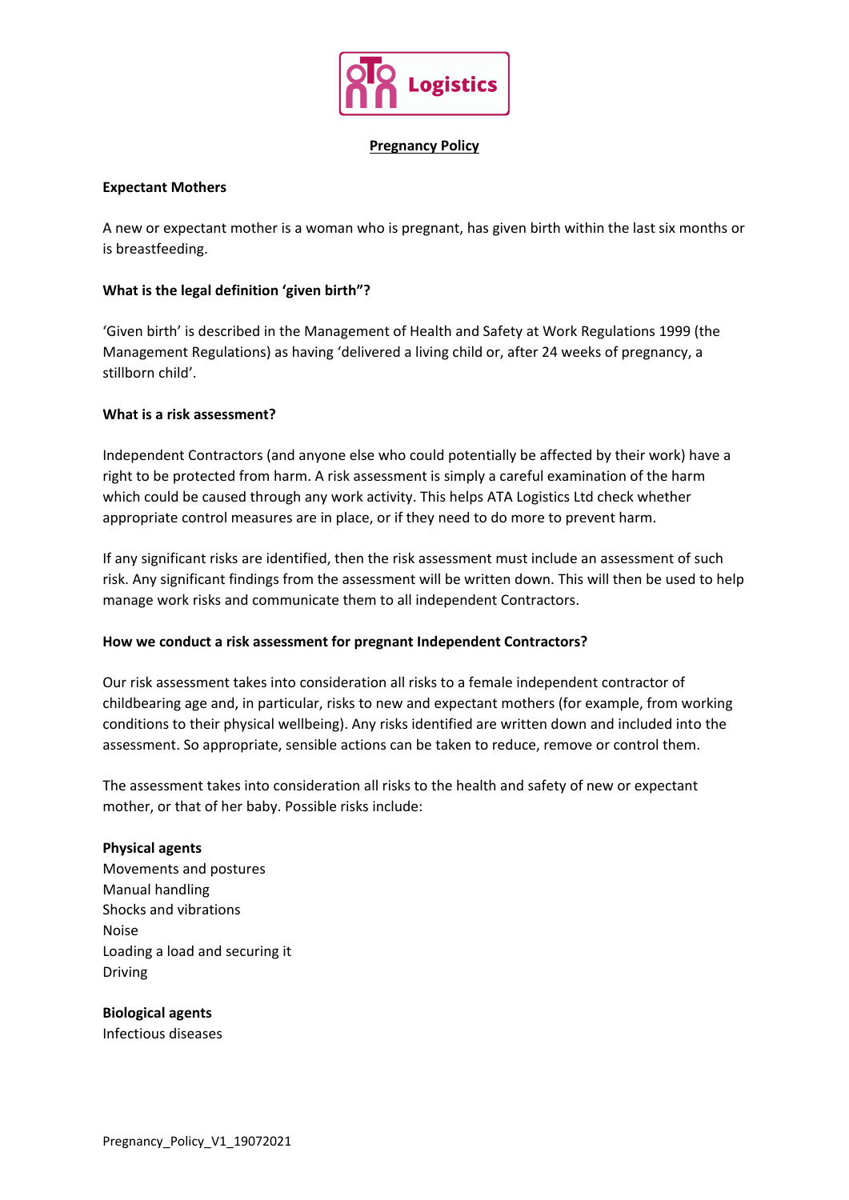Logistics

# Pregnancy Policy

**Expectant Mothers**

A new or expectant mother is a woman who is pregnant, has given birth within the last six months or is breastfeeding.

**What is the legal definition 'given birth"?**

'Given birth' is described in the Management of Health and Safety at Work Regulations 1999 (the Management Regulations) as having 'delivered a living child or, after 24 weeks of pregnancy, a stillborn child'.

**What is a risk assessment?**

Independent Contractors (and anyone else who could potentially be affected by their work) have a right to be protected from harm. A risk assessment is simply a careful examination of the harm which could be caused through any work activity. This helps ATA Logistics Ltd check whether appropriate control measures are in place, or if they need to do more to prevent harm.

If any significant risks are identified, then the risk assessment must include an assessment of such risk. Any significant findings from the assessment will be written down. This will then be used to help manage work risks and communicate them to all independent Contractors.

**How we conduct a risk assessment for pregnant Independent Contractors?**

Our risk assessment takes into consideration all risks to a female independent contractor of childbearing age and, in particular, risks to new and expectant mothers (for example, from working conditions to their physical wellbeing). Any risks identified are written down and included into the assessment. So appropriate, sensible actions can be taken to reduce, remove or control them.

The assessment takes into consideration all risks to the health and safety of new or expectant mother, or that of her baby. Possible risks include:

**Physical agents**
Movements and postures
Manual handling
Shocks and vibrations
Noise
Loading a load and securing it
Driving

**Biological agents**
Infectious diseases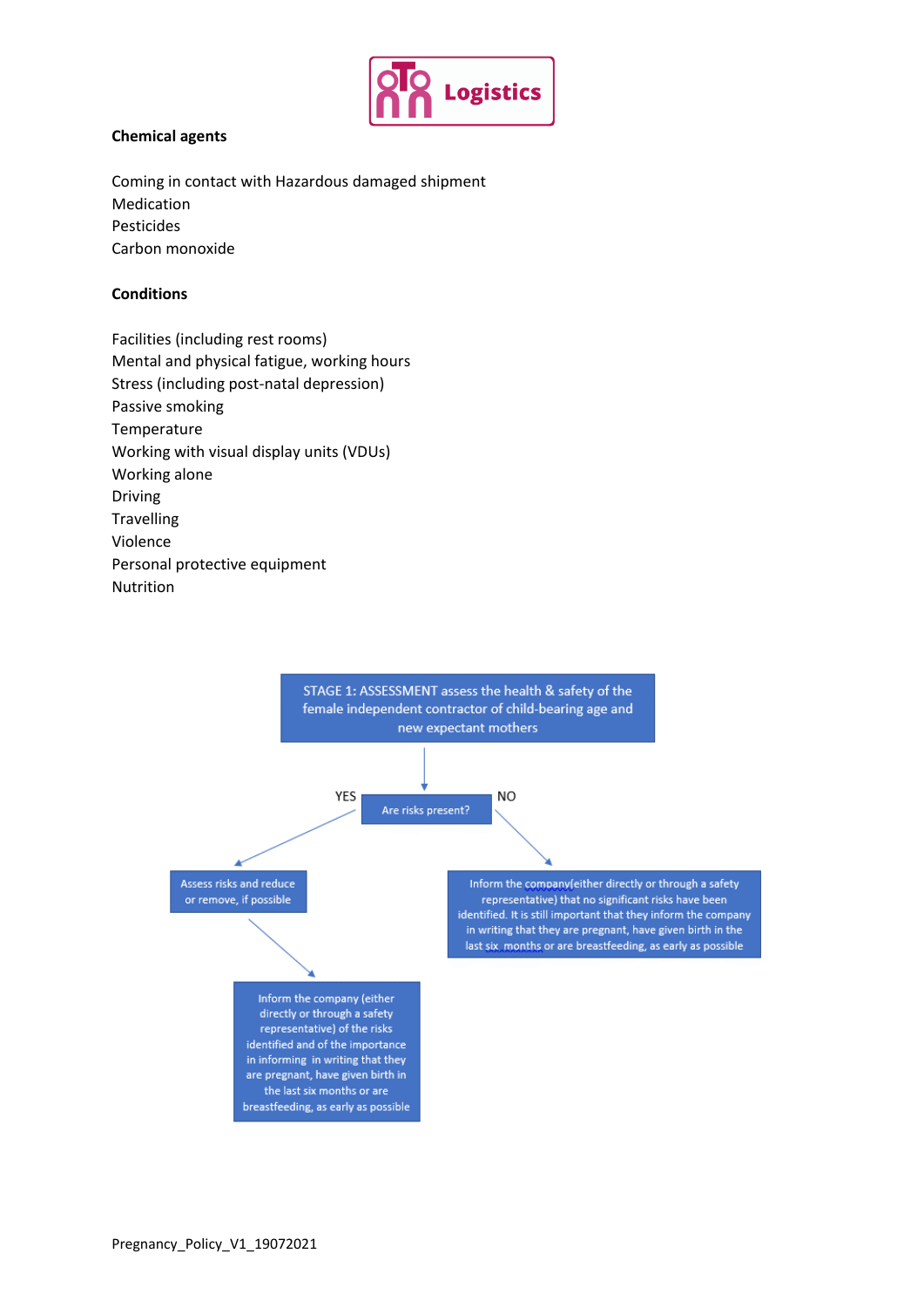**Chemical agents**

Coming in contact with Hazardous damaged shipment
Medication
Pesticides
Carbon monoxide

**Conditions**

Facilities (including rest rooms)
Mental and physical fatigue, working hours
Stress (including post-natal depression)
Passive smoking
Temperature
Working with visual display units (VDUs)
Working alone
Driving
Travelling
Violence
Personal protective equipment
Nutrition

STAGE 1: ASSESSMENT assess the health & safety of the female independent contractor of child-bearing age and new expectant mothers

Are risks present?

YES

Assess risks and reduce or remove, if possible

Inform the company (either directly or through a safety representative) of the risks identified and of the importance in informing in writing that they are pregnant, have given birth in the last six months or are breastfeeding, as early as possible

NO

Inform the company(either directly or through a safety representative) that no significant risks have been identified. It is still important that they inform the company in writing that they are pregnant, have given birth in the last six months or are breastfeeding, as early as possible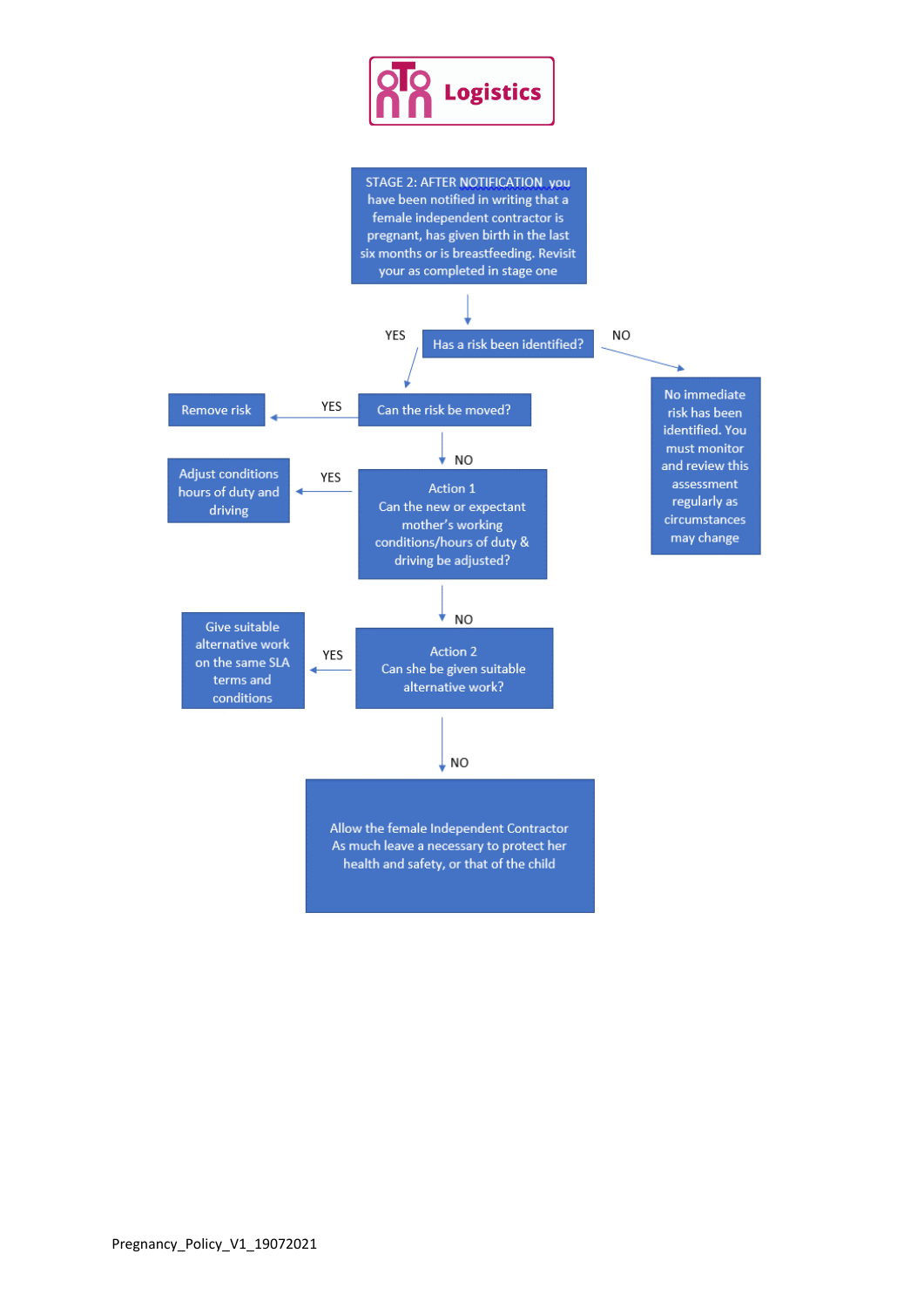Logistics

STAGE 2: AFTER NOTIFICATION you have been notified in writing that a female independent contractor is pregnant, has given birth in the last six months or is breastfeeding. Revisit your as completed in stage one

Has a risk been identified?

YES

NO

No immediate risk has been identified. You must monitor and review this assessment regularly as circumstances may change

Can the risk be moved?

YES

Remove risk

NO

Action 1
Can the new or expectant mother's working conditions/hours of duty & driving be adjusted?

YES

Adjust conditions hours of duty and driving

NO

Action 2
Can she be given suitable alternative work?

YES

Give suitable alternative work on the same SLA terms and conditions

NO

Allow the female Independent Contractor As much leave a necessary to protect her health and safety, or that of the child

Pregnancy_Policy_V1_19072021